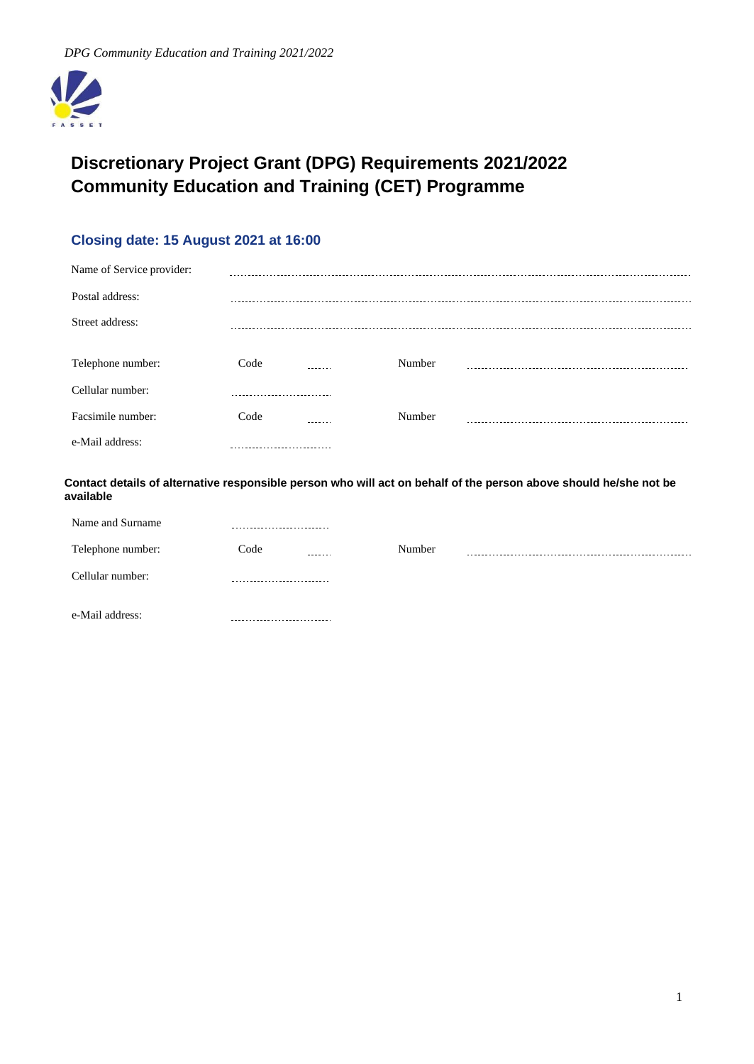# Discretionary Project Grant (DPG) Requirements 2021/2022
# Community Education and Training (CET) Programme

## Closing date: 15 August 2021 at 16:00

Name of Service provider: ..............................................................................

Postal address: ..............................................................................

Street address: ..............................................................................

Telephone number: Code ....... Number ..............................................

Cellular number: ..............................

Facsimile number: Code ....... Number ..............................................

e-Mail address: ..............................

**Contact details of alternative responsible person who will act on behalf of the person above should he/she not be available**

Name and Surname ..............................

Telephone number: Code ....... Number ..............................................

Cellular number: ..............................

e-Mail address: ..............................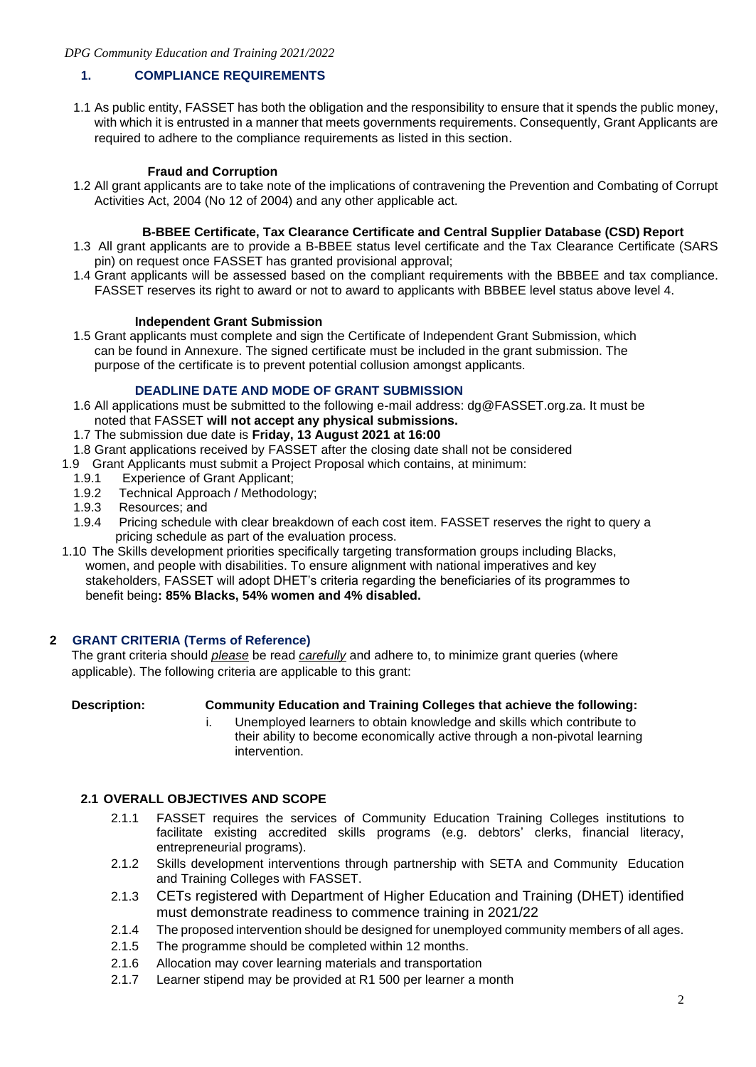## 1. COMPLIANCE REQUIREMENTS

1.1 As public entity, FASSET has both the obligation and the responsibility to ensure that it spends the public money, with which it is entrusted in a manner that meets governments requirements. Consequently, Grant Applicants are required to adhere to the compliance requirements as listed in this section.

### Fraud and Corruption

1.2 All grant applicants are to take note of the implications of contravening the Prevention and Combating of Corrupt Activities Act, 2004 (No 12 of 2004) and any other applicable act.

### B-BBEE Certificate, Tax Clearance Certificate and Central Supplier Database (CSD) Report

1.3 All grant applicants are to provide a B-BBEE status level certificate and the Tax Clearance Certificate (SARS pin) on request once FASSET has granted provisional approval;

1.4 Grant applicants will be assessed based on the compliant requirements with the BBBEE and tax compliance. FASSET reserves its right to award or not to award to applicants with BBBEE level status above level 4.

### Independent Grant Submission

1.5 Grant applicants must complete and sign the Certificate of Independent Grant Submission, which can be found in Annexure. The signed certificate must be included in the grant submission. The purpose of the certificate is to prevent potential collusion amongst applicants.

### DEADLINE DATE AND MODE OF GRANT SUBMISSION

1.6 All applications must be submitted to the following e-mail address: dg@FASSET.org.za. It must be noted that FASSET **will not accept any physical submissions.**

1.7 The submission due date is **Friday, 13 August 2021 at 16:00**

1.8 Grant applications received by FASSET after the closing date shall not be considered

1.9 Grant Applicants must submit a Project Proposal which contains, at minimum:

- 1.9.1 Experience of Grant Applicant;
- 1.9.2 Technical Approach / Methodology;
- 1.9.3 Resources; and
- 1.9.4 Pricing schedule with clear breakdown of each cost item. FASSET reserves the right to query a pricing schedule as part of the evaluation process.

1.10 The Skills development priorities specifically targeting transformation groups including Blacks, women, and people with disabilities. To ensure alignment with national imperatives and key stakeholders, FASSET will adopt DHET's criteria regarding the beneficiaries of its programmes to benefit being**: 85% Blacks, 54% women and 4% disabled.**

## 2 GRANT CRITERIA (Terms of Reference)

The grant criteria should *please* be read *carefully* and adhere to, to minimize grant queries (where applicable). The following criteria are applicable to this grant:

**Description:** **Community Education and Training Colleges that achieve the following:**

i. Unemployed learners to obtain knowledge and skills which contribute to their ability to become economically active through a non-pivotal learning intervention.

### 2.1 OVERALL OBJECTIVES AND SCOPE

- 2.1.1 FASSET requires the services of Community Education Training Colleges institutions to facilitate existing accredited skills programs (e.g. debtors' clerks, financial literacy, entrepreneurial programs).
- 2.1.2 Skills development interventions through partnership with SETA and Community Education and Training Colleges with FASSET.
- 2.1.3 CETs registered with Department of Higher Education and Training (DHET) identified must demonstrate readiness to commence training in 2021/22
- 2.1.4 The proposed intervention should be designed for unemployed community members of all ages.
- 2.1.5 The programme should be completed within 12 months.
- 2.1.6 Allocation may cover learning materials and transportation
- 2.1.7 Learner stipend may be provided at R1 500 per learner a month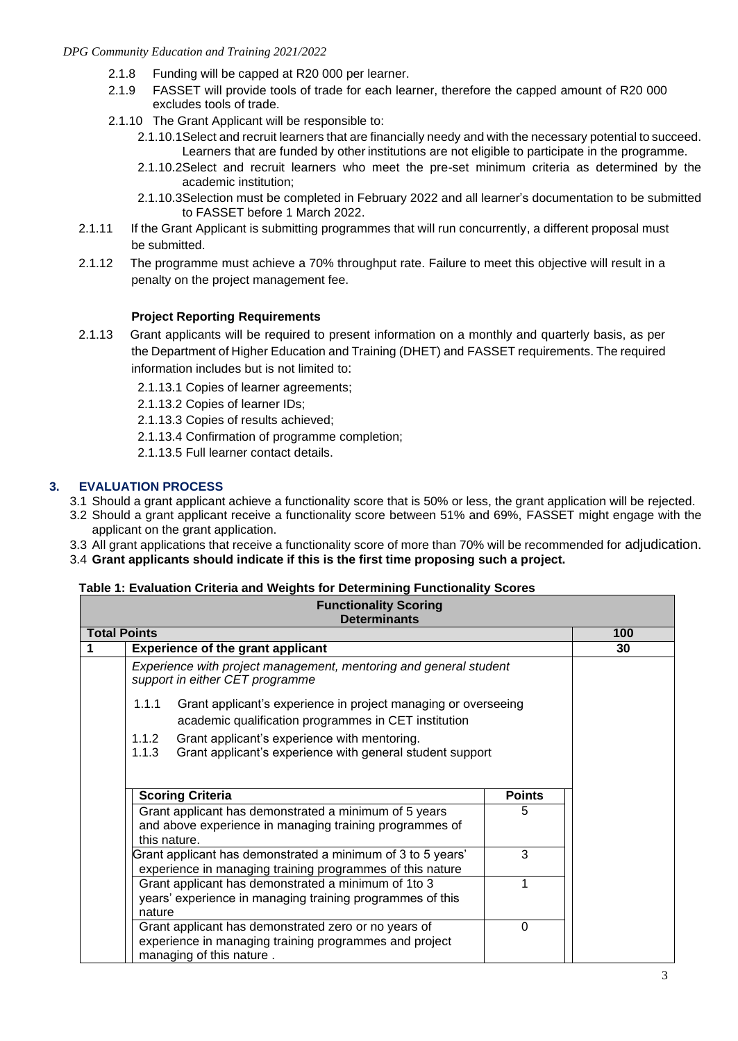2.1.8 Funding will be capped at R20 000 per learner.

2.1.9 FASSET will provide tools of trade for each learner, therefore the capped amount of R20 000 excludes tools of trade.

2.1.10 The Grant Applicant will be responsible to:

2.1.10.1 Select and recruit learners that are financially needy and with the necessary potential to succeed. Learners that are funded by other institutions are not eligible to participate in the programme.

2.1.10.2 Select and recruit learners who meet the pre-set minimum criteria as determined by the academic institution;

2.1.10.3 Selection must be completed in February 2022 and all learner's documentation to be submitted to FASSET before 1 March 2022.

2.1.11 If the Grant Applicant is submitting programmes that will run concurrently, a different proposal must be submitted.

2.1.12 The programme must achieve a 70% throughput rate. Failure to meet this objective will result in a penalty on the project management fee.

**Project Reporting Requirements**

2.1.13 Grant applicants will be required to present information on a monthly and quarterly basis, as per the Department of Higher Education and Training (DHET) and FASSET requirements. The required information includes but is not limited to:

2.1.13.1 Copies of learner agreements;

2.1.13.2 Copies of learner IDs;

2.1.13.3 Copies of results achieved;

2.1.13.4 Confirmation of programme completion;

2.1.13.5 Full learner contact details.

## 3. EVALUATION PROCESS

3.1 Should a grant applicant achieve a functionality score that is 50% or less, the grant application will be rejected.

3.2 Should a grant applicant receive a functionality score between 51% and 69%, FASSET might engage with the applicant on the grant application.

3.3 All grant applications that receive a functionality score of more than 70% will be recommended for adjudication.

3.4 **Grant applicants should indicate if this is the first time proposing such a project.**

**Table 1: Evaluation Criteria and Weights for Determining Functionality Scores**

| **Functionality Scoring Determinants** | | |
|---|---|---|
| **Total Points** | | **100** |
| **1** | **Experience of the grant applicant** | **30** |
| | *Experience with project management, mentoring and general student support in either CET programme*<br><br>1.1.1 Grant applicant's experience in project managing or overseeing academic qualification programmes in CET institution<br>1.1.2 Grant applicant's experience with mentoring.<br>1.1.3 Grant applicant's experience with general student support | |

| **Scoring Criteria** | **Points** |
|---|---|
| Grant applicant has demonstrated a minimum of 5 years and above experience in managing training programmes of this nature. | 5 |
| Grant applicant has demonstrated a minimum of 3 to 5 years' experience in managing training programmes of this nature | 3 |
| Grant applicant has demonstrated a minimum of 1to 3 years' experience in managing training programmes of this nature | 1 |
| Grant applicant has demonstrated zero or no years of experience in managing training programmes and project managing of this nature . | 0 |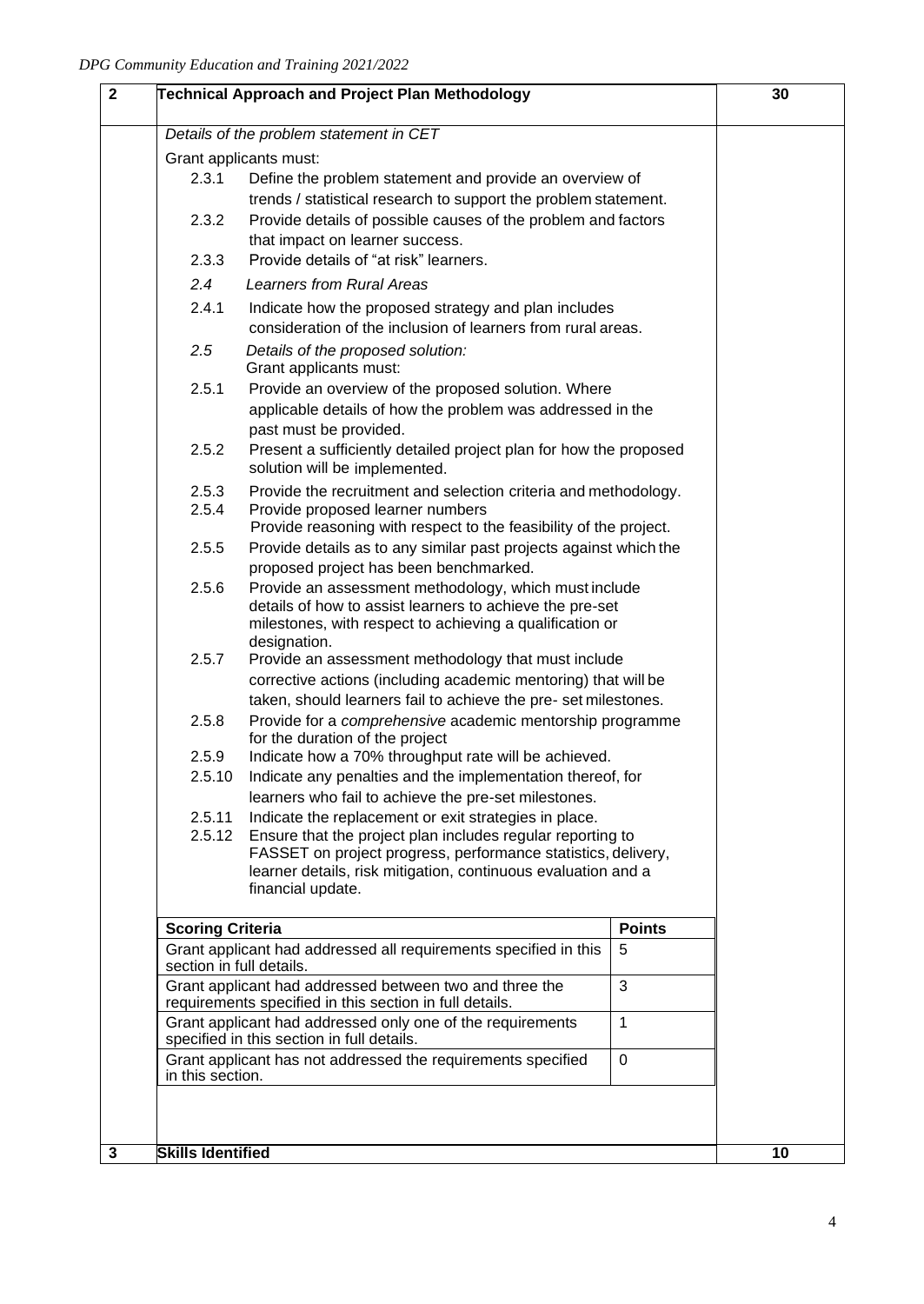| 2 | Technical Approach and Project Plan Methodology | 30 |
|---|---|---|

*Details of the problem statement in CET*

Grant applicants must:

- 2.3.1 Define the problem statement and provide an overview of trends / statistical research to support the problem statement.
- 2.3.2 Provide details of possible causes of the problem and factors that impact on learner success.
- 2.3.3 Provide details of "at risk" learners.

*2.4 Learners from Rural Areas*

- 2.4.1 Indicate how the proposed strategy and plan includes consideration of the inclusion of learners from rural areas.

*2.5 Details of the proposed solution:*
Grant applicants must:

- 2.5.1 Provide an overview of the proposed solution. Where applicable details of how the problem was addressed in the past must be provided.
- 2.5.2 Present a sufficiently detailed project plan for how the proposed solution will be implemented.
- 2.5.3 Provide the recruitment and selection criteria and methodology.
- 2.5.4 Provide proposed learner numbers
  Provide reasoning with respect to the feasibility of the project.
- 2.5.5 Provide details as to any similar past projects against which the proposed project has been benchmarked.
- 2.5.6 Provide an assessment methodology, which must include details of how to assist learners to achieve the pre-set milestones, with respect to achieving a qualification or designation.
- 2.5.7 Provide an assessment methodology that must include corrective actions (including academic mentoring) that will be taken, should learners fail to achieve the pre- set milestones.
- 2.5.8 Provide for a *comprehensive* academic mentorship programme for the duration of the project
- 2.5.9 Indicate how a 70% throughput rate will be achieved.
- 2.5.10 Indicate any penalties and the implementation thereof, for learners who fail to achieve the pre-set milestones.
- 2.5.11 Indicate the replacement or exit strategies in place.
- 2.5.12 Ensure that the project plan includes regular reporting to FASSET on project progress, performance statistics, delivery, learner details, risk mitigation, continuous evaluation and a financial update.

| Scoring Criteria | Points |
|---|---|
| Grant applicant had addressed all requirements specified in this section in full details. | 5 |
| Grant applicant had addressed between two and three the requirements specified in this section in full details. | 3 |
| Grant applicant had addressed only one of the requirements specified in this section in full details. | 1 |
| Grant applicant has not addressed the requirements specified in this section. | 0 |

| 3 | Skills Identified | 10 |
|---|---|---|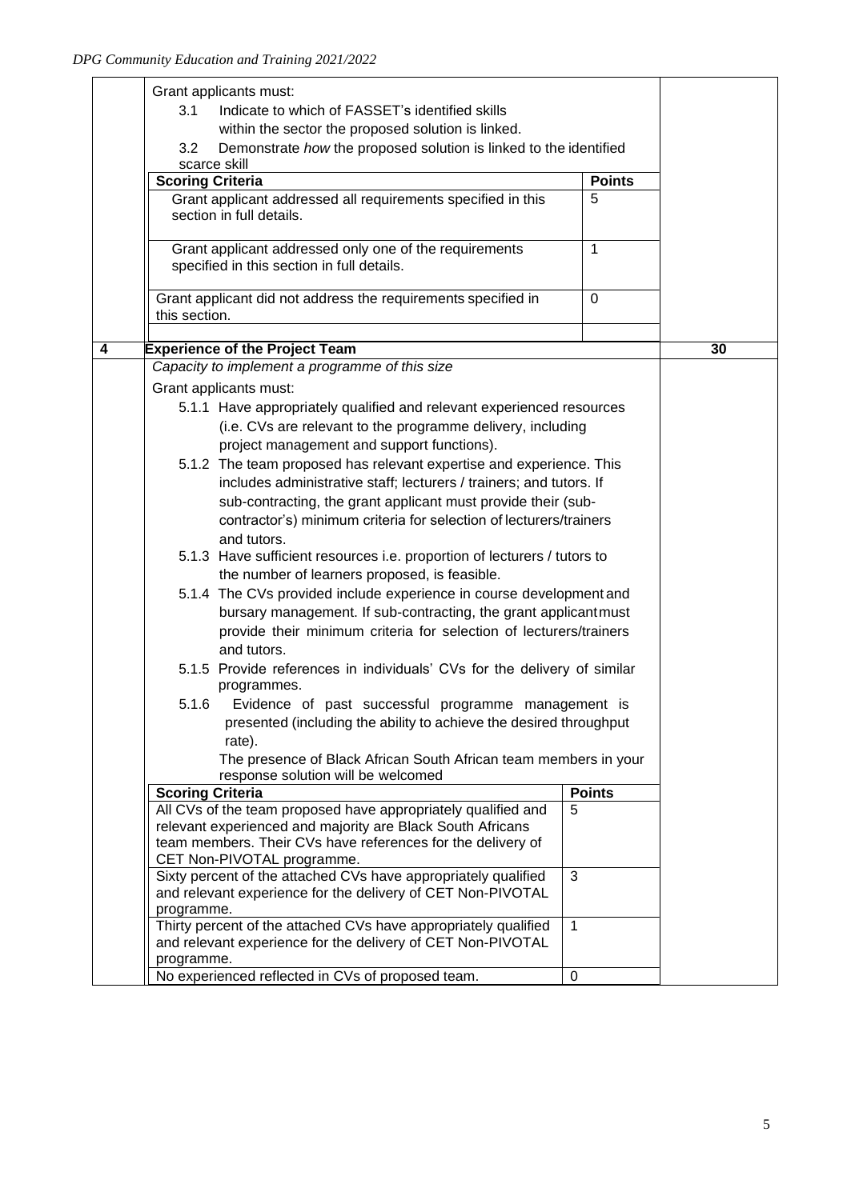| | | |
|---|---|---|
| | Grant applicants must:<br>3.1 Indicate to which of FASSET's identified skills within the sector the proposed solution is linked.<br>3.2 Demonstrate *how* the proposed solution is linked to the identified scarce skill | |

| Scoring Criteria | Points |
|---|---|
| Grant applicant addressed all requirements specified in this section in full details. | 5 |
| Grant applicant addressed only one of the requirements specified in this section in full details. | 1 |
| Grant applicant did not address the requirements specified in this section. | 0 |

| | | |
|---|---|---|
| **4** | **Experience of the Project Team** | **30** |

*Capacity to implement a programme of this size*

Grant applicants must:

- 5.1.1 Have appropriately qualified and relevant experienced resources (i.e. CVs are relevant to the programme delivery, including project management and support functions).
- 5.1.2 The team proposed has relevant expertise and experience. This includes administrative staff; lecturers / trainers; and tutors. If sub-contracting, the grant applicant must provide their (sub-contractor's) minimum criteria for selection of lecturers/trainers and tutors.
- 5.1.3 Have sufficient resources i.e. proportion of lecturers / tutors to the number of learners proposed, is feasible.
- 5.1.4 The CVs provided include experience in course development and bursary management. If sub-contracting, the grant applicant must provide their minimum criteria for selection of lecturers/trainers and tutors.
- 5.1.5 Provide references in individuals' CVs for the delivery of similar programmes.
- 5.1.6 Evidence of past successful programme management is presented (including the ability to achieve the desired throughput rate).

The presence of Black African South African team members in your response solution will be welcomed

| Scoring Criteria | Points |
|---|---|
| All CVs of the team proposed have appropriately qualified and relevant experienced and majority are Black South Africans team members. Their CVs have references for the delivery of CET Non-PIVOTAL programme. | 5 |
| Sixty percent of the attached CVs have appropriately qualified and relevant experience for the delivery of CET Non-PIVOTAL programme. | 3 |
| Thirty percent of the attached CVs have appropriately qualified and relevant experience for the delivery of CET Non-PIVOTAL programme. | 1 |
| No experienced reflected in CVs of proposed team. | 0 |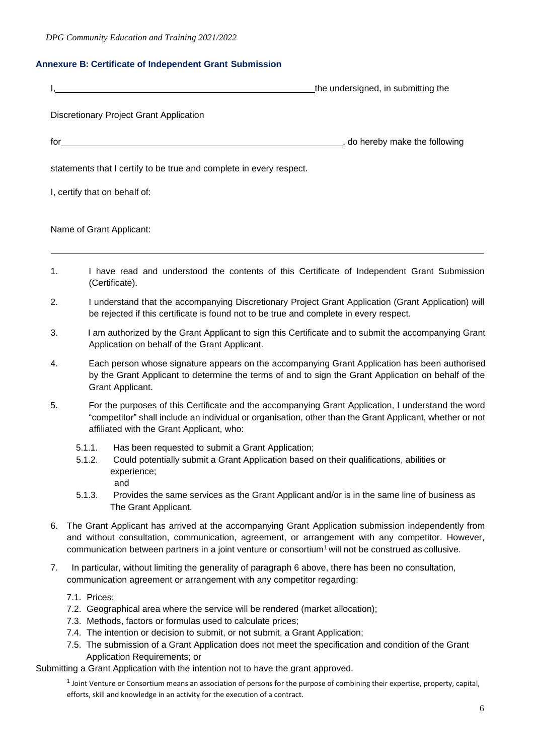## Annexure B: Certificate of Independent Grant Submission

I, \_\_\_\_\_\_\_\_\_\_\_\_\_\_\_\_\_\_\_\_\_\_\_\_\_\_\_\_\_\_\_\_\_\_\_\_\_\_\_\_\_\_\_\_\_\_\_\_\_\_ the undersigned, in submitting the

Discretionary Project Grant Application

for \_\_\_\_\_\_\_\_\_\_\_\_\_\_\_\_\_\_\_\_\_\_\_\_\_\_\_\_\_\_\_\_\_\_\_\_\_\_\_\_\_\_\_\_\_\_\_\_\_\_\_\_\_\_\_\_, do hereby make the following

statements that I certify to be true and complete in every respect.

I, certify that on behalf of:

Name of Grant Applicant:

\_\_\_\_\_\_\_\_\_\_\_\_\_\_\_\_\_\_\_\_\_\_\_\_\_\_\_\_\_\_\_\_\_\_\_\_\_\_\_\_\_\_\_\_\_\_\_\_\_\_\_\_\_\_\_\_\_\_\_\_\_\_\_\_\_\_\_\_\_\_\_\_\_\_\_\_\_\_\_\_\_\_

1. I have read and understood the contents of this Certificate of Independent Grant Submission (Certificate).

2. I understand that the accompanying Discretionary Project Grant Application (Grant Application) will be rejected if this certificate is found not to be true and complete in every respect.

3. I am authorized by the Grant Applicant to sign this Certificate and to submit the accompanying Grant Application on behalf of the Grant Applicant.

4. Each person whose signature appears on the accompanying Grant Application has been authorised by the Grant Applicant to determine the terms of and to sign the Grant Application on behalf of the Grant Applicant.

5. For the purposes of this Certificate and the accompanying Grant Application, I understand the word "competitor" shall include an individual or organisation, other than the Grant Applicant, whether or not affiliated with the Grant Applicant, who:

   5.1.1. Has been requested to submit a Grant Application;

   5.1.2. Could potentially submit a Grant Application based on their qualifications, abilities or experience;
   and

   5.1.3. Provides the same services as the Grant Applicant and/or is in the same line of business as The Grant Applicant.

6. The Grant Applicant has arrived at the accompanying Grant Application submission independently from and without consultation, communication, agreement, or arrangement with any competitor. However, communication between partners in a joint venture or consortium[1] will not be construed as collusive.

7. In particular, without limiting the generality of paragraph 6 above, there has been no consultation, communication agreement or arrangement with any competitor regarding:

   7.1. Prices;

   7.2. Geographical area where the service will be rendered (market allocation);

   7.3. Methods, factors or formulas used to calculate prices;

   7.4. The intention or decision to submit, or not submit, a Grant Application;

   7.5. The submission of a Grant Application does not meet the specification and condition of the Grant Application Requirements; or

Submitting a Grant Application with the intention not to have the grant approved.

[1] Joint Venture or Consortium means an association of persons for the purpose of combining their expertise, property, capital, efforts, skill and knowledge in an activity for the execution of a contract.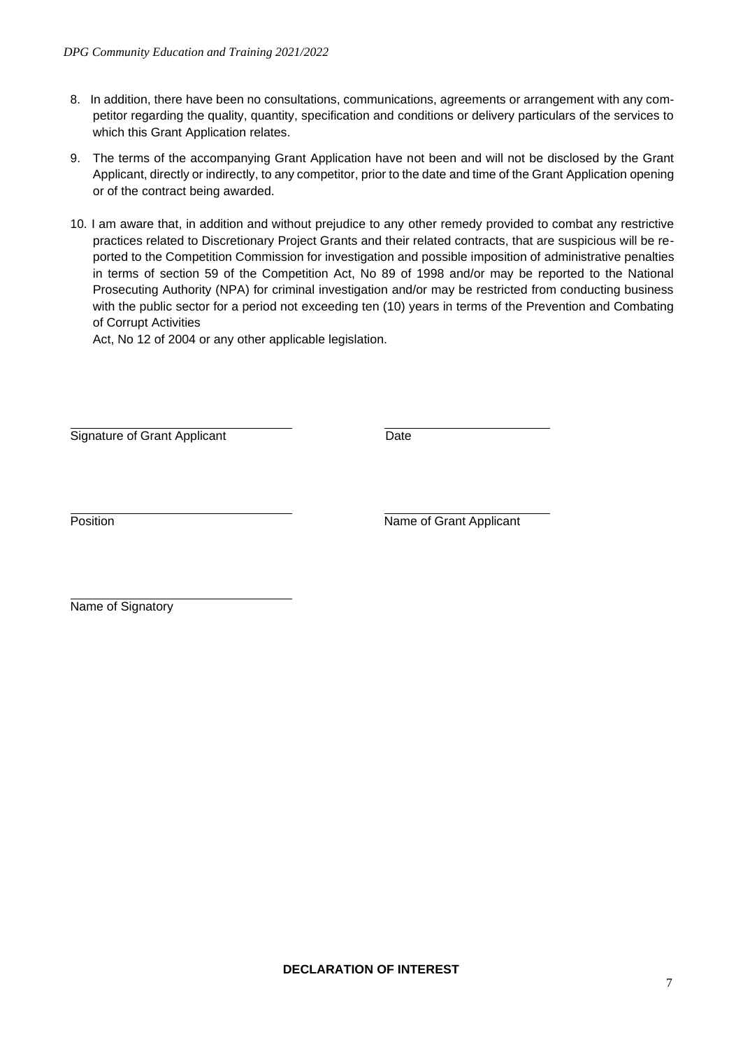8. In addition, there have been no consultations, communications, agreements or arrangement with any competitor regarding the quality, quantity, specification and conditions or delivery particulars of the services to which this Grant Application relates.

9. The terms of the accompanying Grant Application have not been and will not be disclosed by the Grant Applicant, directly or indirectly, to any competitor, prior to the date and time of the Grant Application opening or of the contract being awarded.

10. I am aware that, in addition and without prejudice to any other remedy provided to combat any restrictive practices related to Discretionary Project Grants and their related contracts, that are suspicious will be reported to the Competition Commission for investigation and possible imposition of administrative penalties in terms of section 59 of the Competition Act, No 89 of 1998 and/or may be reported to the National Prosecuting Authority (NPA) for criminal investigation and/or may be restricted from conducting business with the public sector for a period not exceeding ten (10) years in terms of the Prevention and Combating of Corrupt Activities
    Act, No 12 of 2004 or any other applicable legislation.

| | |
|---|---|
| Signature of Grant Applicant | Date |
| Position | Name of Grant Applicant |
| Name of Signatory | |

**DECLARATION OF INTEREST**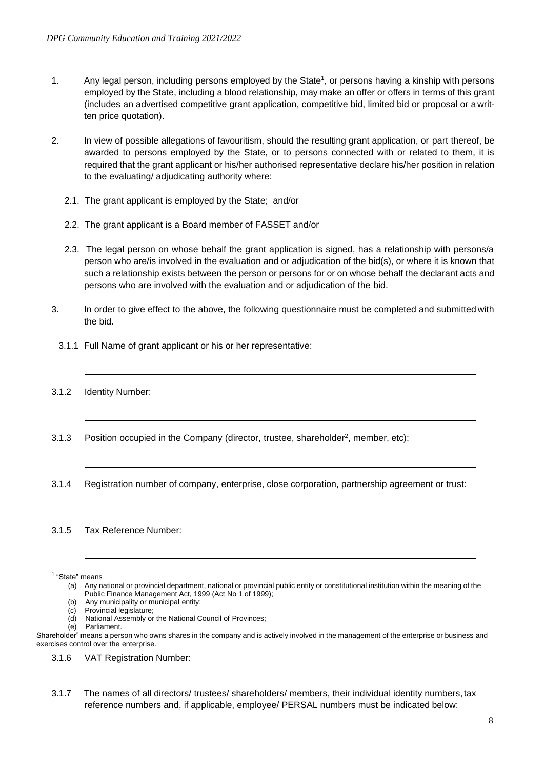1. Any legal person, including persons employed by the State[1], or persons having a kinship with persons employed by the State, including a blood relationship, may make an offer or offers in terms of this grant (includes an advertised competitive grant application, competitive bid, limited bid or proposal or a written price quotation).

2. In view of possible allegations of favouritism, should the resulting grant application, or part thereof, be awarded to persons employed by the State, or to persons connected with or related to them, it is required that the grant applicant or his/her authorised representative declare his/her position in relation to the evaluating/ adjudicating authority where:

   2.1. The grant applicant is employed by the State; and/or

   2.2. The grant applicant is a Board member of FASSET and/or

   2.3. The legal person on whose behalf the grant application is signed, has a relationship with persons/a person who are/is involved in the evaluation and or adjudication of the bid(s), or where it is known that such a relationship exists between the person or persons for or on whose behalf the declarant acts and persons who are involved with the evaluation and or adjudication of the bid.

3. In order to give effect to the above, the following questionnaire must be completed and submitted with the bid.

   3.1.1 Full Name of grant applicant or his or her representative:

   ______________________________________________________________

   3.1.2 Identity Number:

   ______________________________________________________________

   3.1.3 Position occupied in the Company (director, trustee, shareholder[2], member, etc):

   ______________________________________________________________

   3.1.4 Registration number of company, enterprise, close corporation, partnership agreement or trust:

   ______________________________________________________________

   3.1.5 Tax Reference Number:

   ______________________________________________________________

[1] "State" means

(a) Any national or provincial department, national or provincial public entity or constitutional institution within the meaning of the Public Finance Management Act, 1999 (Act No 1 of 1999);
(b) Any municipality or municipal entity;
(c) Provincial legislature;
(d) National Assembly or the National Council of Provinces;
(e) Parliament.

Shareholder" means a person who owns shares in the company and is actively involved in the management of the enterprise or business and exercises control over the enterprise.

   3.1.6 VAT Registration Number:

   3.1.7 The names of all directors/ trustees/ shareholders/ members, their individual identity numbers, tax reference numbers and, if applicable, employee/ PERSAL numbers must be indicated below: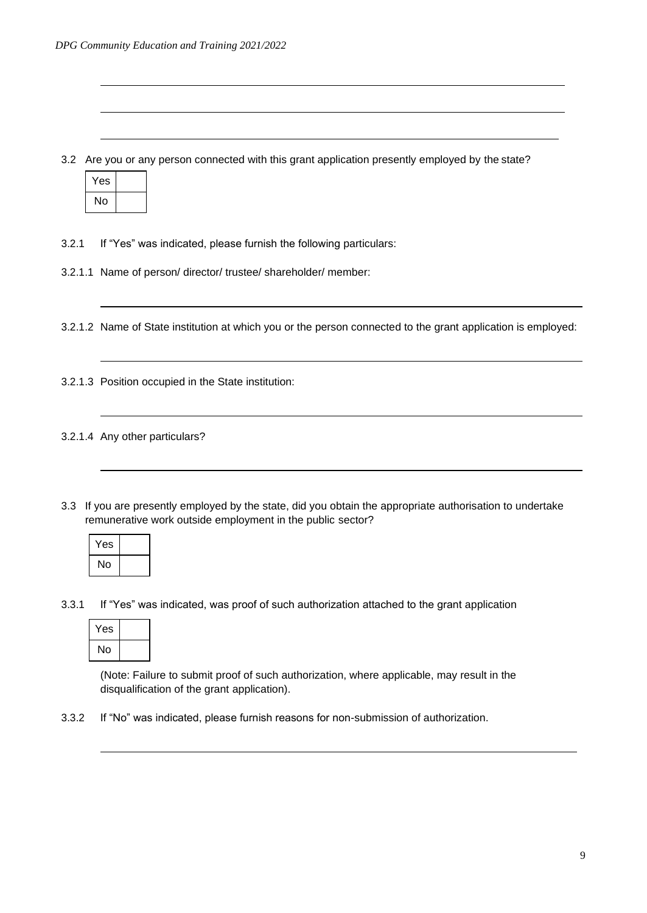3.2 Are you or any person connected with this grant application presently employed by the state?

| Yes | |
|---|---|
| No | |

3.2.1 If "Yes" was indicated, please furnish the following particulars:

3.2.1.1 Name of person/ director/ trustee/ shareholder/ member:

3.2.1.2 Name of State institution at which you or the person connected to the grant application is employed:

3.2.1.3 Position occupied in the State institution:

3.2.1.4 Any other particulars?

3.3 If you are presently employed by the state, did you obtain the appropriate authorisation to undertake remunerative work outside employment in the public sector?

| Yes | |
|---|---|
| No | |

3.3.1 If "Yes" was indicated, was proof of such authorization attached to the grant application

| Yes | |
|---|---|
| No | |

(Note: Failure to submit proof of such authorization, where applicable, may result in the disqualification of the grant application).

3.3.2 If "No" was indicated, please furnish reasons for non-submission of authorization.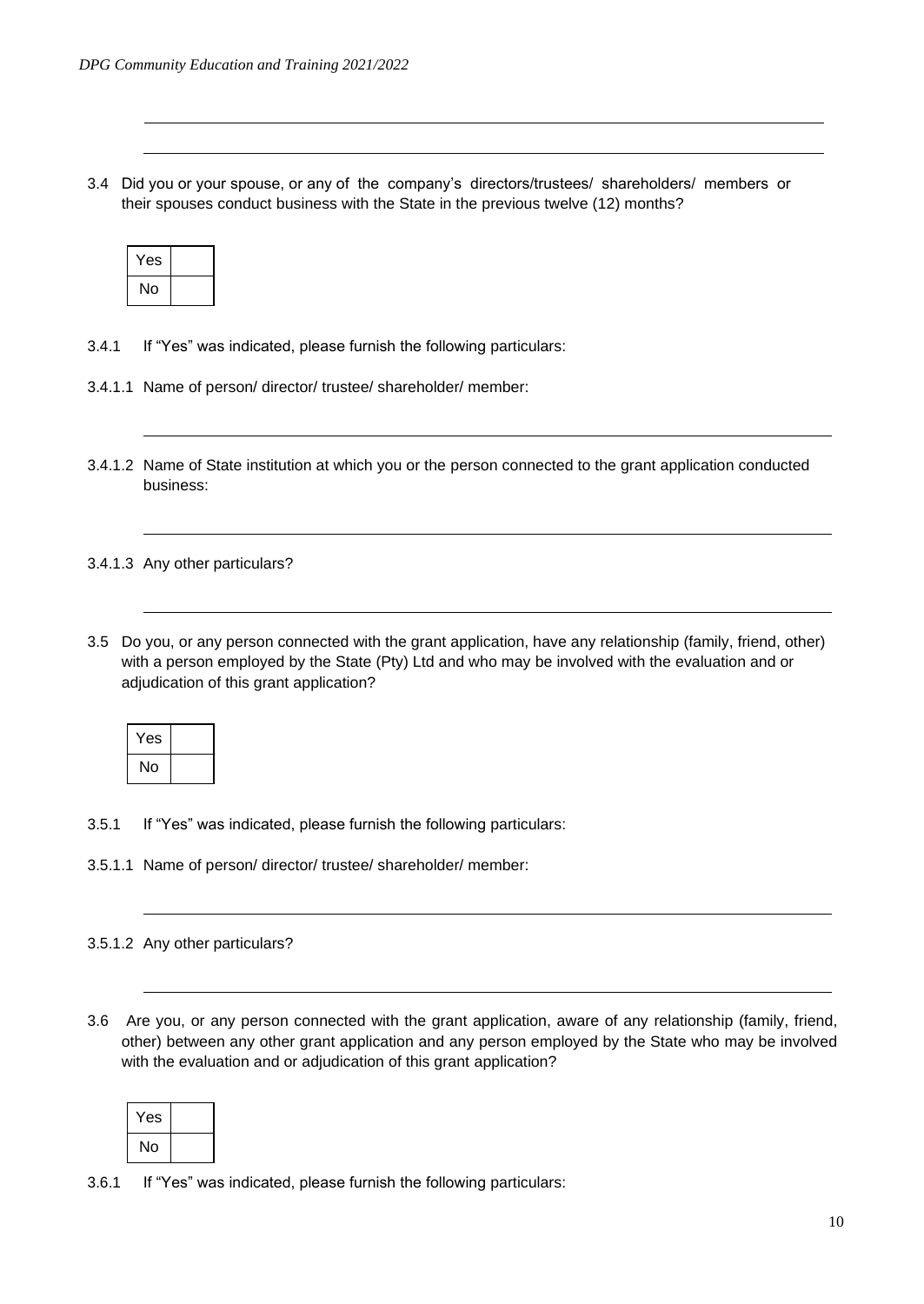3.4 Did you or your spouse, or any of the company's directors/trustees/ shareholders/ members or their spouses conduct business with the State in the previous twelve (12) months?

| Yes | |
|---|---|
| No | |

3.4.1 If "Yes" was indicated, please furnish the following particulars:

3.4.1.1 Name of person/ director/ trustee/ shareholder/ member:

3.4.1.2 Name of State institution at which you or the person connected to the grant application conducted business:

3.4.1.3 Any other particulars?

3.5 Do you, or any person connected with the grant application, have any relationship (family, friend, other) with a person employed by the State (Pty) Ltd and who may be involved with the evaluation and or adjudication of this grant application?

| Yes | |
|---|---|
| No | |

3.5.1 If "Yes" was indicated, please furnish the following particulars:

3.5.1.1 Name of person/ director/ trustee/ shareholder/ member:

3.5.1.2 Any other particulars?

3.6 Are you, or any person connected with the grant application, aware of any relationship (family, friend, other) between any other grant application and any person employed by the State who may be involved with the evaluation and or adjudication of this grant application?

| Yes | |
|---|---|
| No | |

3.6.1 If "Yes" was indicated, please furnish the following particulars: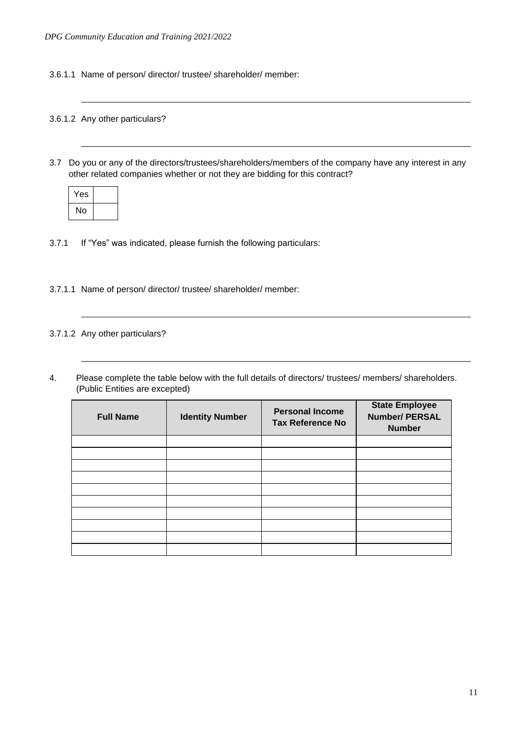3.6.1.1 Name of person/ director/ trustee/ shareholder/ member:

\_\_\_\_\_\_\_\_\_\_\_\_\_\_\_\_\_\_\_\_\_\_\_\_\_\_\_\_\_\_\_\_\_\_\_\_\_\_\_\_\_\_\_\_\_\_\_\_\_\_\_\_\_\_\_\_\_\_\_\_

3.6.1.2 Any other particulars?

\_\_\_\_\_\_\_\_\_\_\_\_\_\_\_\_\_\_\_\_\_\_\_\_\_\_\_\_\_\_\_\_\_\_\_\_\_\_\_\_\_\_\_\_\_\_\_\_\_\_\_\_\_\_\_\_\_\_\_\_

3.7 Do you or any of the directors/trustees/shareholders/members of the company have any interest in any other related companies whether or not they are bidding for this contract?

| Yes | |
|---|---|
| No | |

3.7.1 If "Yes" was indicated, please furnish the following particulars:

3.7.1.1 Name of person/ director/ trustee/ shareholder/ member:

\_\_\_\_\_\_\_\_\_\_\_\_\_\_\_\_\_\_\_\_\_\_\_\_\_\_\_\_\_\_\_\_\_\_\_\_\_\_\_\_\_\_\_\_\_\_\_\_\_\_\_\_\_\_\_\_\_\_\_\_

3.7.1.2 Any other particulars?

\_\_\_\_\_\_\_\_\_\_\_\_\_\_\_\_\_\_\_\_\_\_\_\_\_\_\_\_\_\_\_\_\_\_\_\_\_\_\_\_\_\_\_\_\_\_\_\_\_\_\_\_\_\_\_\_\_\_\_\_

4. Please complete the table below with the full details of directors/ trustees/ members/ shareholders. (Public Entities are excepted)

| **Full Name** | **Identity Number** | **Personal Income Tax Reference No** | **State Employee Number/ PERSAL Number** |
|---|---|---|---|
| | | | |
| | | | |
| | | | |
| | | | |
| | | | |
| | | | |
| | | | |
| | | | |
| | | | |
| | | | |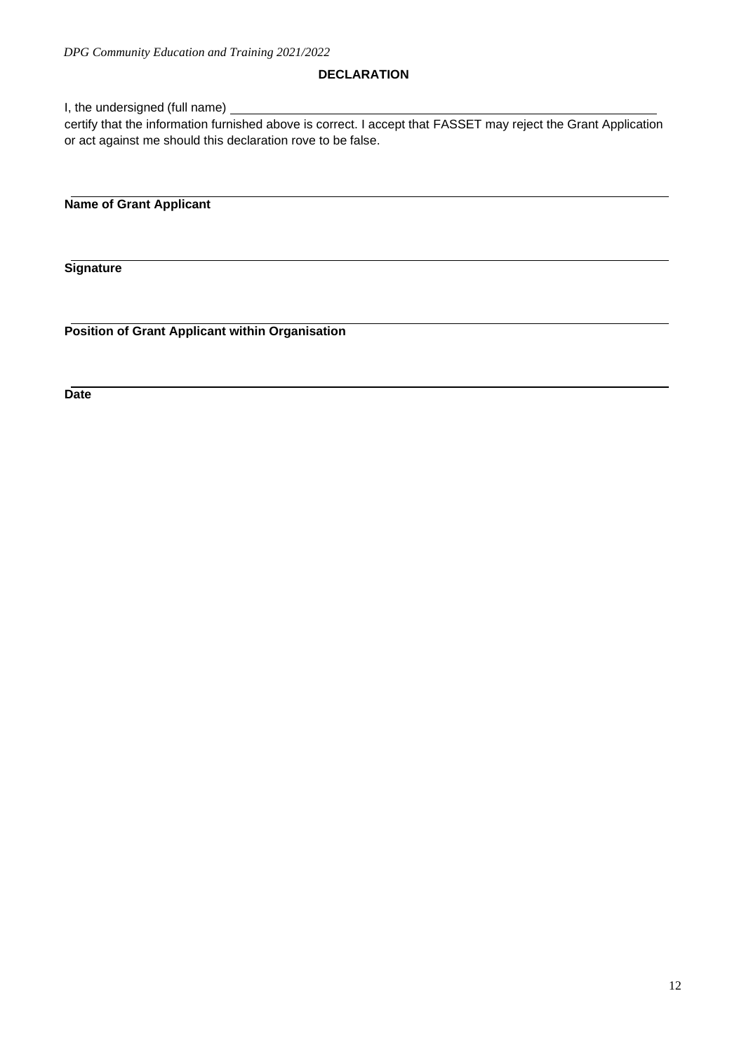## DECLARATION

I, the undersigned (full name) \_\_\_\_\_\_\_\_\_\_\_\_\_\_\_\_\_\_\_\_\_\_\_\_\_\_\_\_\_\_\_\_\_\_\_\_\_\_\_\_\_\_\_\_\_\_\_\_
certify that the information furnished above is correct. I accept that FASSET may reject the Grant Application or act against me should this declaration rove to be false.

\_\_\_\_\_\_\_\_\_\_\_\_\_\_\_\_\_\_\_\_\_\_\_\_\_\_\_\_\_\_\_\_\_\_\_\_\_\_\_\_\_\_\_\_\_\_\_\_\_\_\_\_\_\_\_\_\_\_\_\_\_\_\_\_
**Name of Grant Applicant**

\_\_\_\_\_\_\_\_\_\_\_\_\_\_\_\_\_\_\_\_\_\_\_\_\_\_\_\_\_\_\_\_\_\_\_\_\_\_\_\_\_\_\_\_\_\_\_\_\_\_\_\_\_\_\_\_\_\_\_\_\_\_\_\_
**Signature**

\_\_\_\_\_\_\_\_\_\_\_\_\_\_\_\_\_\_\_\_\_\_\_\_\_\_\_\_\_\_\_\_\_\_\_\_\_\_\_\_\_\_\_\_\_\_\_\_\_\_\_\_\_\_\_\_\_\_\_\_\_\_\_\_
**Position of Grant Applicant within Organisation**

\_\_\_\_\_\_\_\_\_\_\_\_\_\_\_\_\_\_\_\_\_\_\_\_\_\_\_\_\_\_\_\_\_\_\_\_\_\_\_\_\_\_\_\_\_\_\_\_\_\_\_\_\_\_\_\_\_\_\_\_\_\_\_\_
**Date**